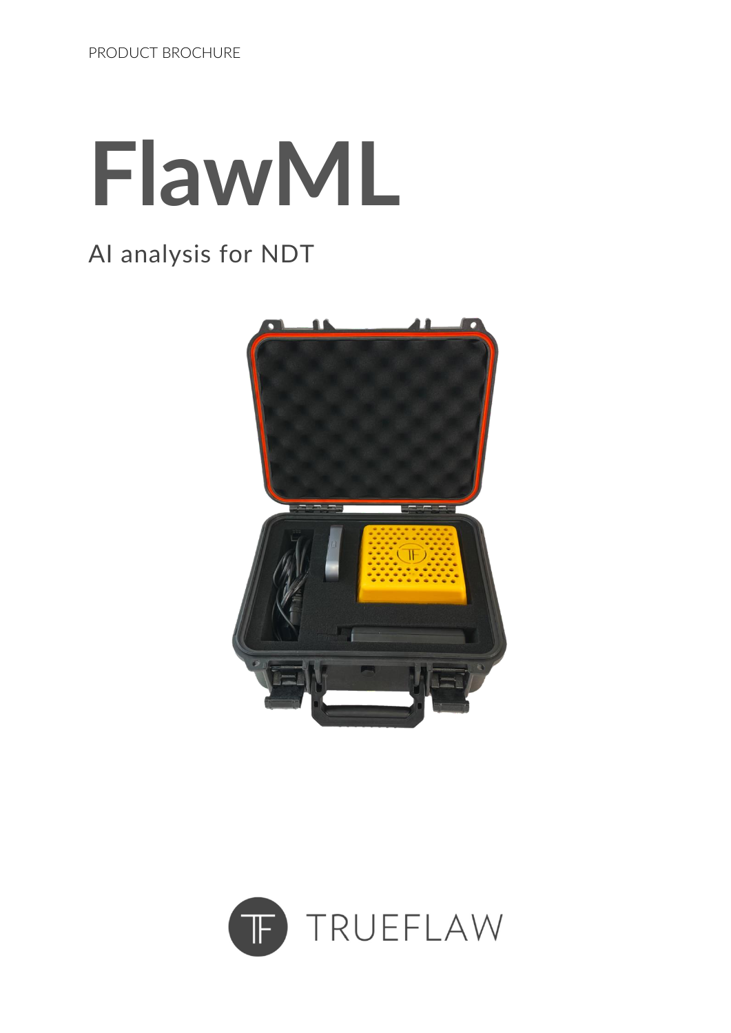PRODUCT BROCHURE

# FlawML

AI analysis for NDT

TRUEFLAW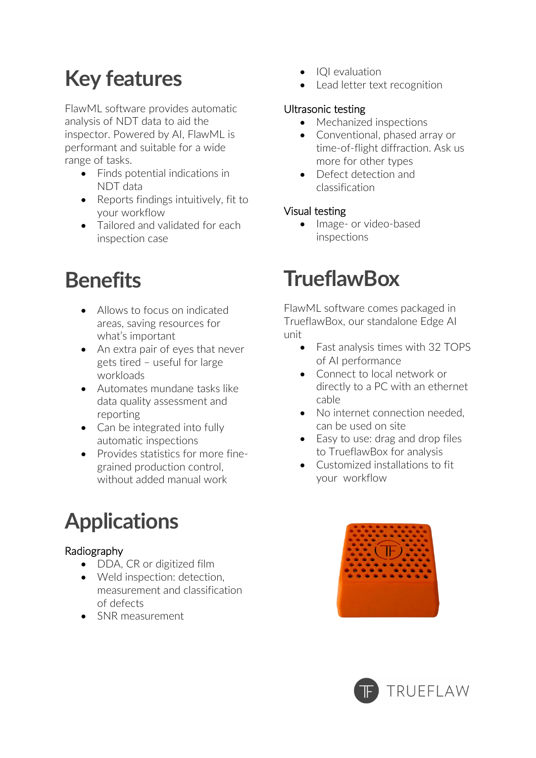# Key features

FlawML software provides automatic analysis of NDT data to aid the inspector. Powered by AI, FlawML is performant and suitable for a wide range of tasks.

- Finds potential indications in NDT data
- Reports findings intuitively, fit to your workflow
- Tailored and validated for each inspection case

# Benefits

- Allows to focus on indicated areas, saving resources for what's important
- An extra pair of eyes that never gets tired – useful for large workloads
- Automates mundane tasks like data quality assessment and reporting
- Can be integrated into fully automatic inspections
- Provides statistics for more fine-grained production control, without added manual work

# Applications

## Radiography

- DDA, CR or digitized film
- Weld inspection: detection, measurement and classification of defects
- SNR measurement
- IQI evaluation
- Lead letter text recognition

## Ultrasonic testing

- Mechanized inspections
- Conventional, phased array or time-of-flight diffraction. Ask us more for other types
- Defect detection and classification

## Visual testing

- Image- or video-based inspections

# TrueflawBox

FlawML software comes packaged in TrueflawBox, our standalone Edge AI unit

- Fast analysis times with 32 TOPS of AI performance
- Connect to local network or directly to a PC with an ethernet cable
- No internet connection needed, can be used on site
- Easy to use: drag and drop files to TrueflawBox for analysis
- Customized installations to fit your workflow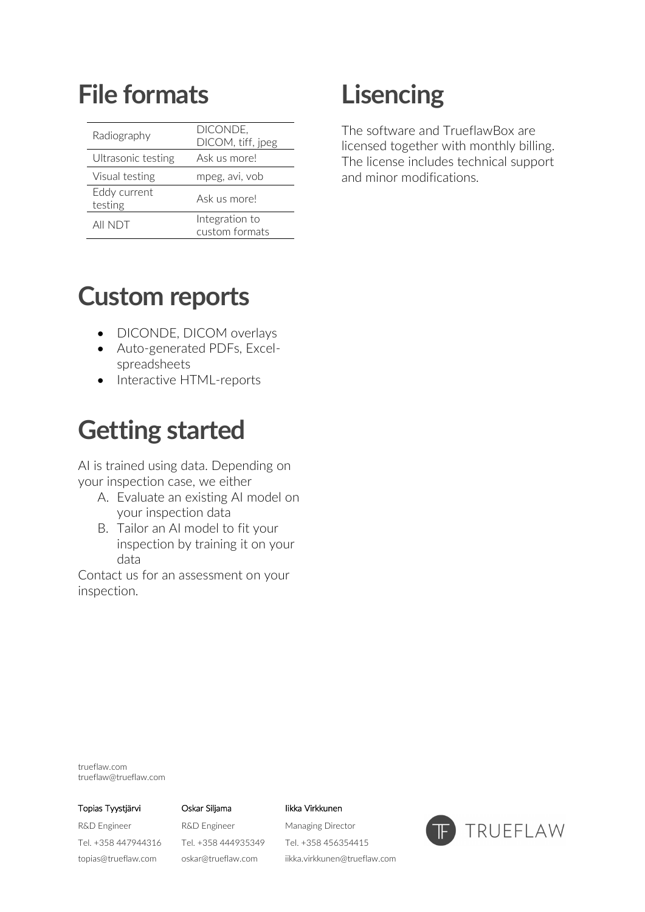## File formats

| | |
|---|---|
| Radiography | DICONDE, DICOM, tiff, jpeg |
| Ultrasonic testing | Ask us more! |
| Visual testing | mpeg, avi, vob |
| Eddy current testing | Ask us more! |
| All NDT | Integration to custom formats |

## Lisencing

The software and TrueflawBox are licensed together with monthly billing. The license includes technical support and minor modifications.

## Custom reports

- DICONDE, DICOM overlays
- Auto-generated PDFs, Excel-spreadsheets
- Interactive HTML-reports

## Getting started

AI is trained using data. Depending on your inspection case, we either

A. Evaluate an existing AI model on your inspection data
B. Tailor an AI model to fit your inspection by training it on your data

Contact us for an assessment on your inspection.

trueflaw.com
trueflaw@trueflaw.com

**Topias Tyystjärvi**
R&D Engineer
Tel. +358 447944316
topias@trueflaw.com

**Oskar Siljama**
R&D Engineer
Tel. +358 444935349
oskar@trueflaw.com

**Iikka Virkkunen**
Managing Director
Tel. +358 456354415
iikka.virkkunen@trueflaw.com

TRUEFLAW